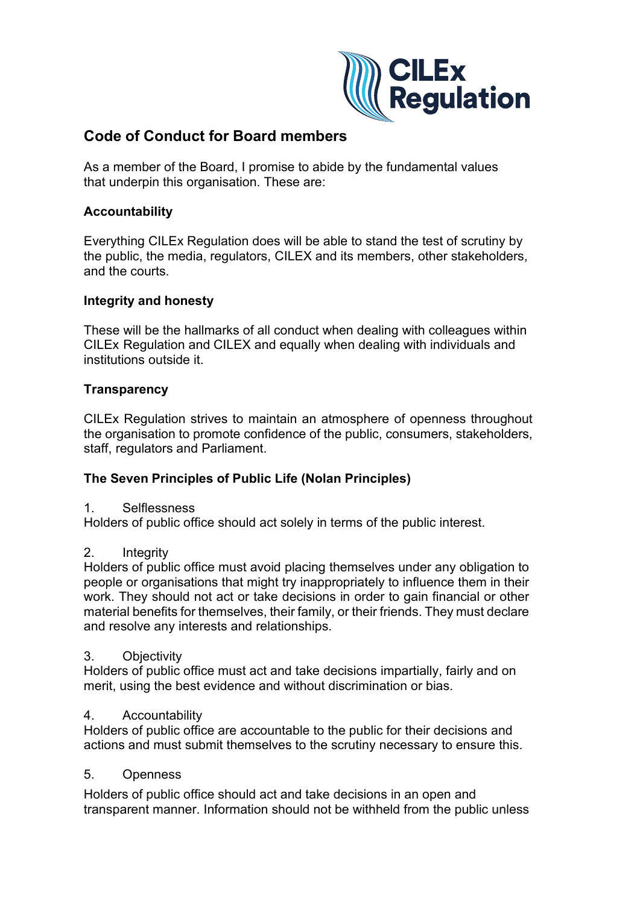# Code of Conduct for Board members

As a member of the Board, I promise to abide by the fundamental values that underpin this organisation. These are:

### Accountability

Everything CILEx Regulation does will be able to stand the test of scrutiny by the public, the media, regulators, CILEX and its members, other stakeholders, and the courts.

### Integrity and honesty

These will be the hallmarks of all conduct when dealing with colleagues within CILEx Regulation and CILEX and equally when dealing with individuals and institutions outside it.

### Transparency

CILEx Regulation strives to maintain an atmosphere of openness throughout the organisation to promote confidence of the public, consumers, stakeholders, staff, regulators and Parliament.

### The Seven Principles of Public Life (Nolan Principles)

1. Selflessness

Holders of public office should act solely in terms of the public interest.

2. Integrity

Holders of public office must avoid placing themselves under any obligation to people or organisations that might try inappropriately to influence them in their work. They should not act or take decisions in order to gain financial or other material benefits for themselves, their family, or their friends. They must declare and resolve any interests and relationships.

3. Objectivity

Holders of public office must act and take decisions impartially, fairly and on merit, using the best evidence and without discrimination or bias.

4. Accountability

Holders of public office are accountable to the public for their decisions and actions and must submit themselves to the scrutiny necessary to ensure this.

5. Openness

Holders of public office should act and take decisions in an open and transparent manner. Information should not be withheld from the public unless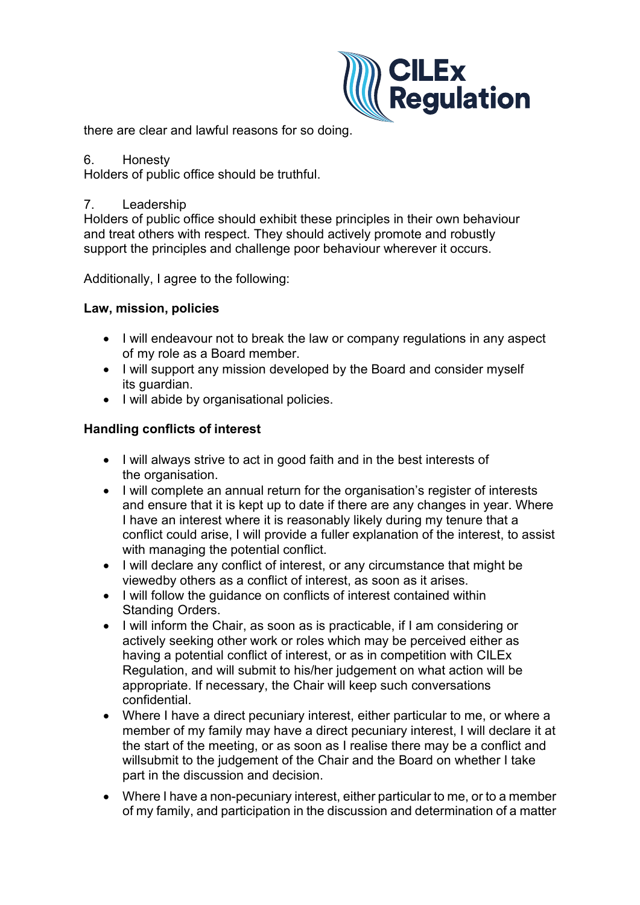there are clear and lawful reasons for so doing.

6. Honesty
Holders of public office should be truthful.

7. Leadership
Holders of public office should exhibit these principles in their own behaviour and treat others with respect. They should actively promote and robustly support the principles and challenge poor behaviour wherever it occurs.

Additionally, I agree to the following:

**Law, mission, policies**

- I will endeavour not to break the law or company regulations in any aspect of my role as a Board member.
- I will support any mission developed by the Board and consider myself its guardian.
- I will abide by organisational policies.

**Handling conflicts of interest**

- I will always strive to act in good faith and in the best interests of the organisation.
- I will complete an annual return for the organisation's register of interests and ensure that it is kept up to date if there are any changes in year. Where I have an interest where it is reasonably likely during my tenure that a conflict could arise, I will provide a fuller explanation of the interest, to assist with managing the potential conflict.
- I will declare any conflict of interest, or any circumstance that might be viewedby others as a conflict of interest, as soon as it arises.
- I will follow the guidance on conflicts of interest contained within Standing Orders.
- I will inform the Chair, as soon as is practicable, if I am considering or actively seeking other work or roles which may be perceived either as having a potential conflict of interest, or as in competition with CILEx Regulation, and will submit to his/her judgement on what action will be appropriate. If necessary, the Chair will keep such conversations confidential.
- Where I have a direct pecuniary interest, either particular to me, or where a member of my family may have a direct pecuniary interest, I will declare it at the start of the meeting, or as soon as I realise there may be a conflict and willsubmit to the judgement of the Chair and the Board on whether I take part in the discussion and decision.
- Where I have a non-pecuniary interest, either particular to me, or to a member of my family, and participation in the discussion and determination of a matter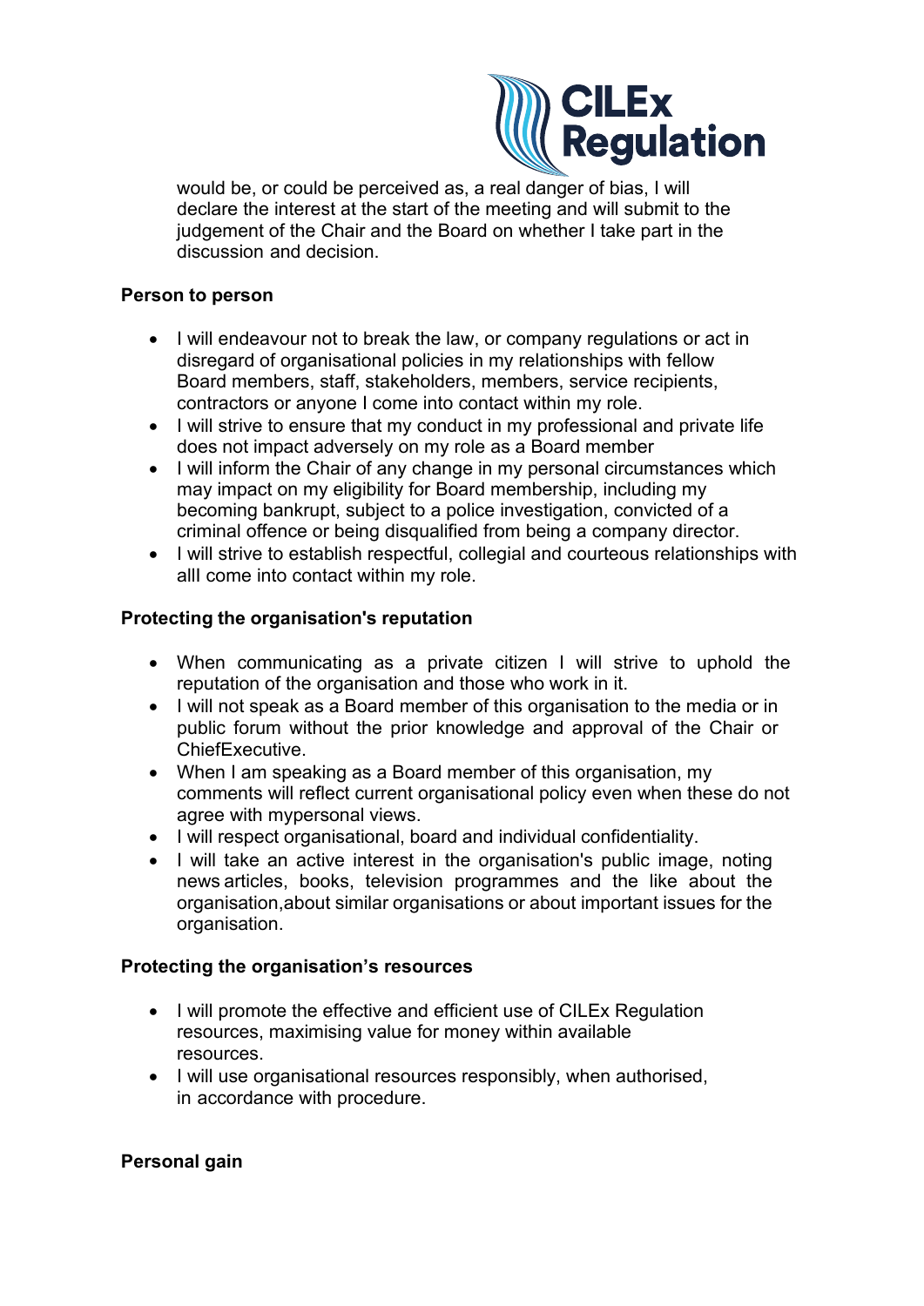would be, or could be perceived as, a real danger of bias, I will declare the interest at the start of the meeting and will submit to the judgement of the Chair and the Board on whether I take part in the discussion and decision.

**Person to person**

- I will endeavour not to break the law, or company regulations or act in disregard of organisational policies in my relationships with fellow Board members, staff, stakeholders, members, service recipients, contractors or anyone I come into contact within my role.
- I will strive to ensure that my conduct in my professional and private life does not impact adversely on my role as a Board member
- I will inform the Chair of any change in my personal circumstances which may impact on my eligibility for Board membership, including my becoming bankrupt, subject to a police investigation, convicted of a criminal offence or being disqualified from being a company director.
- I will strive to establish respectful, collegial and courteous relationships with alll come into contact within my role.

**Protecting the organisation's reputation**

- When communicating as a private citizen I will strive to uphold the reputation of the organisation and those who work in it.
- I will not speak as a Board member of this organisation to the media or in public forum without the prior knowledge and approval of the Chair or ChiefExecutive.
- When I am speaking as a Board member of this organisation, my comments will reflect current organisational policy even when these do not agree with mypersonal views.
- I will respect organisational, board and individual confidentiality.
- I will take an active interest in the organisation's public image, noting news articles, books, television programmes and the like about the organisation,about similar organisations or about important issues for the organisation.

**Protecting the organisation's resources**

- I will promote the effective and efficient use of CILEx Regulation resources, maximising value for money within available resources.
- I will use organisational resources responsibly, when authorised, in accordance with procedure.

**Personal gain**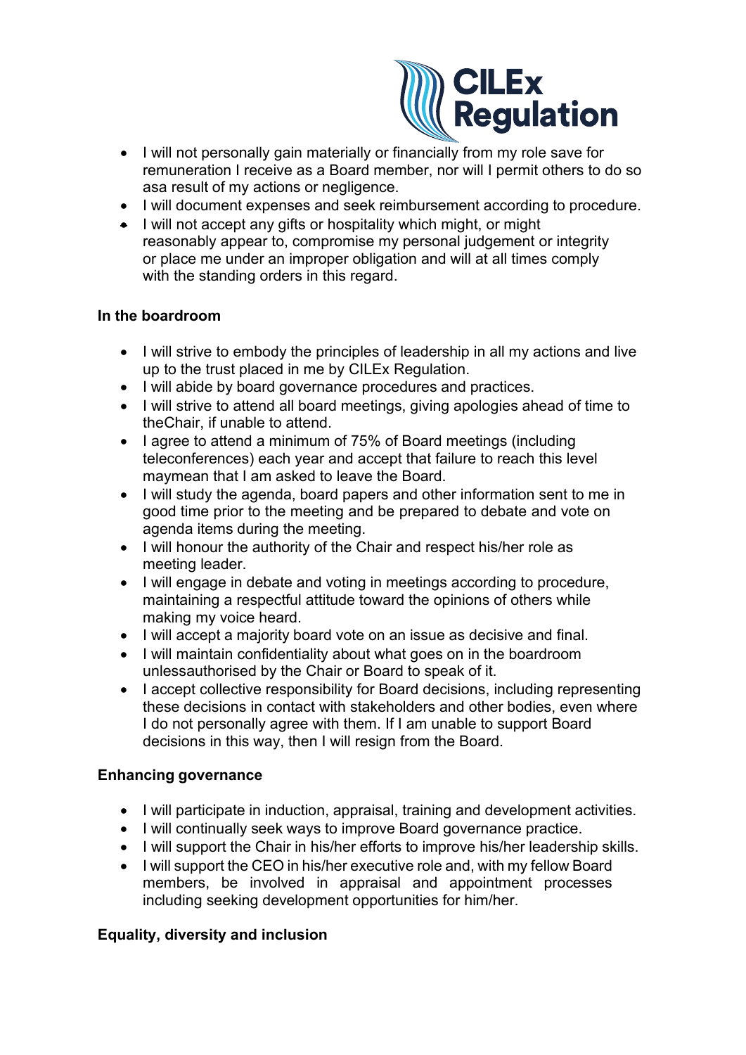- I will not personally gain materially or financially from my role save for remuneration I receive as a Board member, nor will I permit others to do so asa result of my actions or negligence.
- I will document expenses and seek reimbursement according to procedure.
- I will not accept any gifts or hospitality which might, or might reasonably appear to, compromise my personal judgement or integrity or place me under an improper obligation and will at all times comply with the standing orders in this regard.

**In the boardroom**

- I will strive to embody the principles of leadership in all my actions and live up to the trust placed in me by CILEx Regulation.
- I will abide by board governance procedures and practices.
- I will strive to attend all board meetings, giving apologies ahead of time to theChair, if unable to attend.
- I agree to attend a minimum of 75% of Board meetings (including teleconferences) each year and accept that failure to reach this level maymean that I am asked to leave the Board.
- I will study the agenda, board papers and other information sent to me in good time prior to the meeting and be prepared to debate and vote on agenda items during the meeting.
- I will honour the authority of the Chair and respect his/her role as meeting leader.
- I will engage in debate and voting in meetings according to procedure, maintaining a respectful attitude toward the opinions of others while making my voice heard.
- I will accept a majority board vote on an issue as decisive and final.
- I will maintain confidentiality about what goes on in the boardroom unlessauthorised by the Chair or Board to speak of it.
- I accept collective responsibility for Board decisions, including representing these decisions in contact with stakeholders and other bodies, even where I do not personally agree with them. If I am unable to support Board decisions in this way, then I will resign from the Board.

**Enhancing governance**

- I will participate in induction, appraisal, training and development activities.
- I will continually seek ways to improve Board governance practice.
- I will support the Chair in his/her efforts to improve his/her leadership skills.
- I will support the CEO in his/her executive role and, with my fellow Board members, be involved in appraisal and appointment processes including seeking development opportunities for him/her.

**Equality, diversity and inclusion**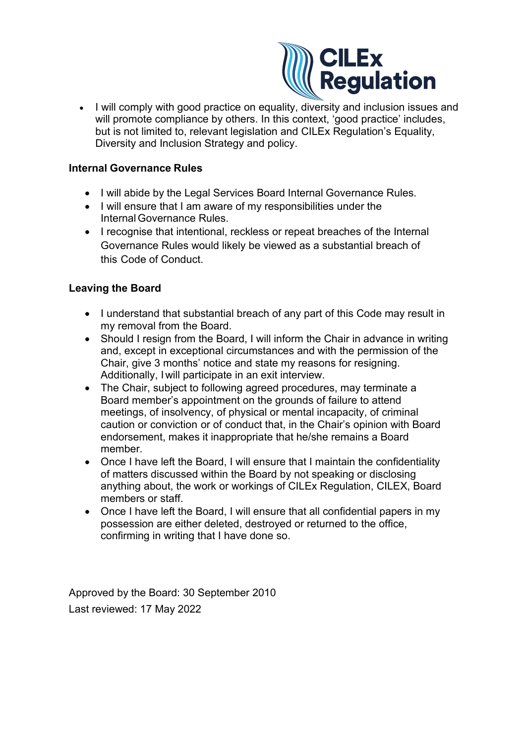- I will comply with good practice on equality, diversity and inclusion issues and will promote compliance by others. In this context, 'good practice' includes, but is not limited to, relevant legislation and CILEx Regulation's Equality, Diversity and Inclusion Strategy and policy.

**Internal Governance Rules**

- I will abide by the Legal Services Board Internal Governance Rules.
- I will ensure that I am aware of my responsibilities under the Internal Governance Rules.
- I recognise that intentional, reckless or repeat breaches of the Internal Governance Rules would likely be viewed as a substantial breach of this Code of Conduct.

**Leaving the Board**

- I understand that substantial breach of any part of this Code may result in my removal from the Board.
- Should I resign from the Board, I will inform the Chair in advance in writing and, except in exceptional circumstances and with the permission of the Chair, give 3 months' notice and state my reasons for resigning. Additionally, I will participate in an exit interview.
- The Chair, subject to following agreed procedures, may terminate a Board member's appointment on the grounds of failure to attend meetings, of insolvency, of physical or mental incapacity, of criminal caution or conviction or of conduct that, in the Chair's opinion with Board endorsement, makes it inappropriate that he/she remains a Board member.
- Once I have left the Board, I will ensure that I maintain the confidentiality of matters discussed within the Board by not speaking or disclosing anything about, the work or workings of CILEx Regulation, CILEX, Board members or staff.
- Once I have left the Board, I will ensure that all confidential papers in my possession are either deleted, destroyed or returned to the office, confirming in writing that I have done so.

Approved by the Board: 30 September 2010

Last reviewed: 17 May 2022